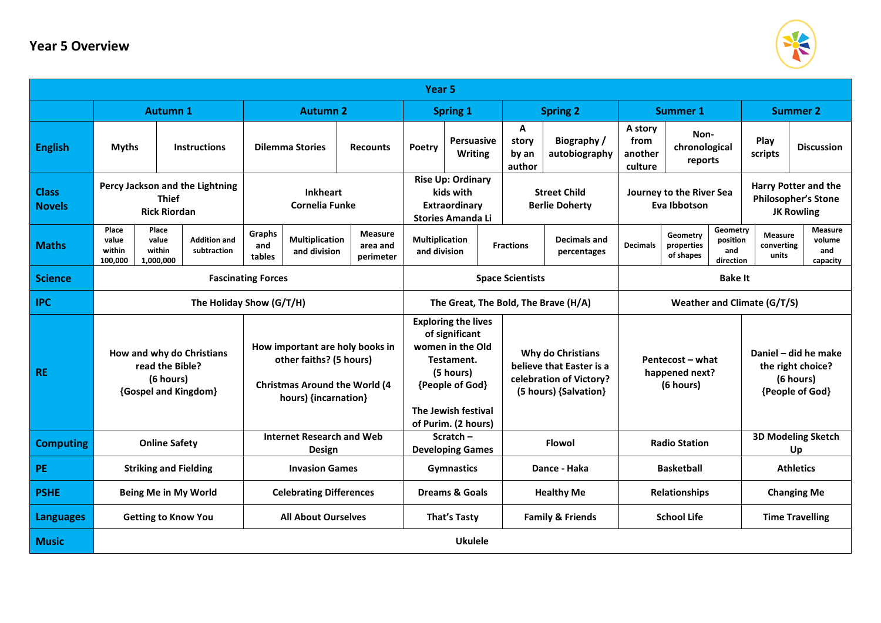## Year 5 Overview

| Year 5 | | | | | | |
|---|---|---|---|---|---|---|
| | **Autumn 1** | **Autumn 2** | **Spring 1** | **Spring 2** | **Summer 1** | **Summer 2** |
| **English** | Myths / Instructions | Dilemma Stories / Recounts | Poetry / Persuasive Writing | A story by an author / Biography / autobiography | A story from another culture / Non-chronological reports | Play scripts / Discussion |
| **Class Novels** | Percy Jackson and the Lightning Thief<br>Rick Riordan | Inkheart<br>Cornelia Funke | Rise Up: Ordinary kids with Extraordinary Stories Amanda Li | Street Child<br>Berlie Doherty | Journey to the River Sea<br>Eva Ibbotson | Harry Potter and the Philosopher's Stone<br>JK Rowling |
| **Maths** | Place value within 100,000 / Place value within 1,000,000 / Addition and subtraction | Graphs and tables / Multiplication and division / Measure area and perimeter | Multiplication and division | Fractions / Decimals and percentages | Decimals / Geometry properties of shapes / Geometry position and direction | Measure converting units / Measure volume and capacity |
| **Science** | Fascinating Forces | | Space Scientists | | Bake It | |
| **IPC** | The Holiday Show (G/T/H) | | The Great, The Bold, The Brave (H/A) | | Weather and Climate (G/T/S) | |
| **RE** | How and why do Christians read the Bible?<br>(6 hours)<br>{Gospel and Kingdom} | How important are holy books in other faiths? (5 hours)<br>Christmas Around the World (4 hours) {incarnation} | Exploring the lives of significant women in the Old Testament.<br>(5 hours)<br>{People of God}<br>The Jewish festival of Purim. (2 hours) | Why do Christians believe that Easter is a celebration of Victory?<br>(5 hours) {Salvation} | Pentecost – what happened next?<br>(6 hours) | Daniel – did he make the right choice?<br>(6 hours)<br>{People of God} |
| **Computing** | Online Safety | Internet Research and Web Design | Scratch – Developing Games | Flowol | Radio Station | 3D Modeling Sketch Up |
| **PE** | Striking and Fielding | Invasion Games | Gymnastics | Dance - Haka | Basketball | Athletics |
| **PSHE** | Being Me in My World | Celebrating Differences | Dreams & Goals | Healthy Me | Relationships | Changing Me |
| **Languages** | Getting to Know You | All About Ourselves | That's Tasty | Family & Friends | School Life | Time Travelling |
| **Music** | Ukulele | | | | | |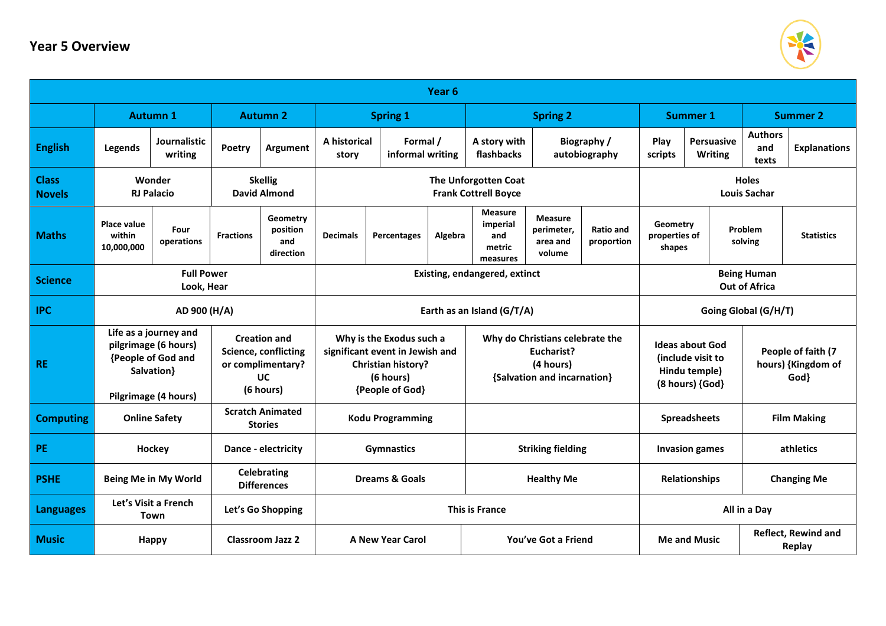# Year 5 Overview

| | Year 6 | | | | | |
|---|---|---|---|---|---|---|
| | **Autumn 1** | **Autumn 2** | **Spring 1** | **Spring 2** | **Summer 1** | **Summer 2** |
| **English** | Legends<br>Journalistic writing | Poetry<br>Argument | A historical story<br>Formal / informal writing | A story with flashbacks<br>Biography / autobiography | Play scripts<br>Persuasive Writing | Authors and texts<br>Explanations |
| **Class Novels** | Wonder<br>RJ Palacio | Skellig<br>David Almond | The Unforgotten Coat<br>Frank Cottrell Boyce | | Holes<br>Louis Sachar | |
| **Maths** | Place value within 10,000,000<br>Four operations | Fractions<br>Geometry position and direction | Decimals<br>Percentages<br>Algebra | Measure imperial and metric measures<br>Measure perimeter, area and volume<br>Ratio and proportion | Geometry properties of shapes<br>Problem solving | Statistics |
| **Science** | Full Power<br>Look, Hear | | Existing, endangered, extinct | | Being Human<br>Out of Africa | |
| **IPC** | AD 900 (H/A) | | Earth as an Island (G/T/A) | | Going Global (G/H/T) | |
| **RE** | Life as a journey and pilgrimage (6 hours) {People of God and Salvation}<br><br>Pilgrimage (4 hours) | Creation and Science, conflicting or complimentary? UC (6 hours) | Why is the Exodus such a significant event in Jewish and Christian history? (6 hours) {People of God} | Why do Christians celebrate the Eucharist? (4 hours) {Salvation and incarnation} | Ideas about God (include visit to Hindu temple) (8 hours) {God} | People of faith (7 hours) {Kingdom of God} |
| **Computing** | Online Safety | Scratch Animated Stories | Kodu Programming | | Spreadsheets | Film Making |
| **PE** | Hockey | Dance - electricity | Gymnastics | Striking fielding | Invasion games | athletics |
| **PSHE** | Being Me in My World | Celebrating Differences | Dreams & Goals | Healthy Me | Relationships | Changing Me |
| **Languages** | Let's Visit a French Town | Let's Go Shopping | This is France | | All in a Day | |
| **Music** | Happy | Classroom Jazz 2 | A New Year Carol | You've Got a Friend | Me and Music | Reflect, Rewind and Replay |